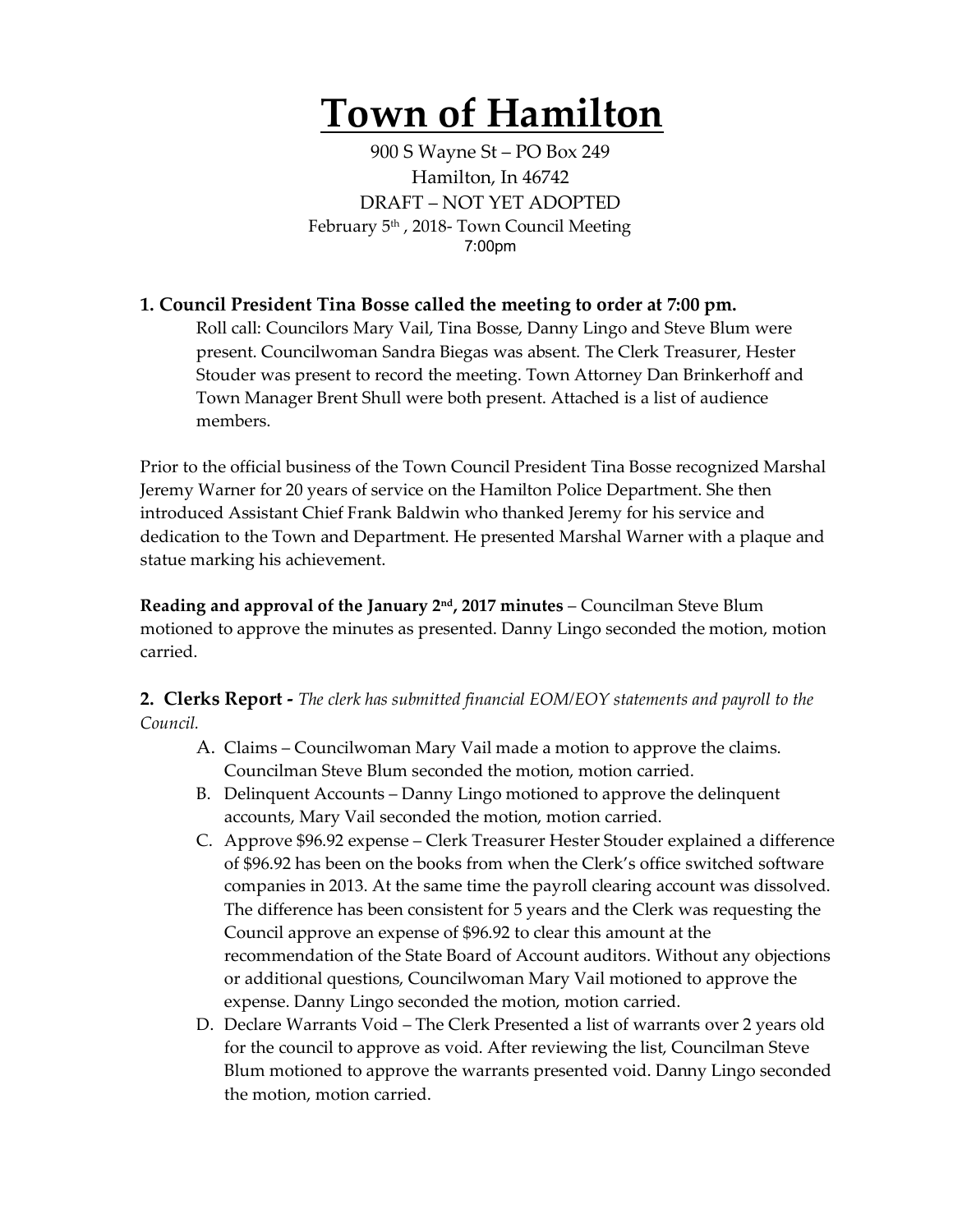# Town of Hamilton

900 S Wayne St – PO Box 249
Hamilton, In 46742
DRAFT – NOT YET ADOPTED
February 5th , 2018- Town Council Meeting
7:00pm

### 1. Council President Tina Bosse called the meeting to order at 7:00 pm.

Roll call: Councilors Mary Vail, Tina Bosse, Danny Lingo and Steve Blum were present. Councilwoman Sandra Biegas was absent. The Clerk Treasurer, Hester Stouder was present to record the meeting. Town Attorney Dan Brinkerhoff and Town Manager Brent Shull were both present. Attached is a list of audience members.

Prior to the official business of the Town Council President Tina Bosse recognized Marshal Jeremy Warner for 20 years of service on the Hamilton Police Department. She then introduced Assistant Chief Frank Baldwin who thanked Jeremy for his service and dedication to the Town and Department. He presented Marshal Warner with a plaque and statue marking his achievement.

**Reading and approval of the January 2nd, 2017 minutes** – Councilman Steve Blum motioned to approve the minutes as presented. Danny Lingo seconded the motion, motion carried.

### 2. Clerks Report - *The clerk has submitted financial EOM/EOY statements and payroll to the Council.*

A. Claims – Councilwoman Mary Vail made a motion to approve the claims. Councilman Steve Blum seconded the motion, motion carried.

B. Delinquent Accounts – Danny Lingo motioned to approve the delinquent accounts, Mary Vail seconded the motion, motion carried.

C. Approve $96.92 expense – Clerk Treasurer Hester Stouder explained a difference of $96.92 has been on the books from when the Clerk's office switched software companies in 2013. At the same time the payroll clearing account was dissolved. The difference has been consistent for 5 years and the Clerk was requesting the Council approve an expense of $96.92 to clear this amount at the recommendation of the State Board of Account auditors. Without any objections or additional questions, Councilwoman Mary Vail motioned to approve the expense. Danny Lingo seconded the motion, motion carried.

D. Declare Warrants Void – The Clerk Presented a list of warrants over 2 years old for the council to approve as void. After reviewing the list, Councilman Steve Blum motioned to approve the warrants presented void. Danny Lingo seconded the motion, motion carried.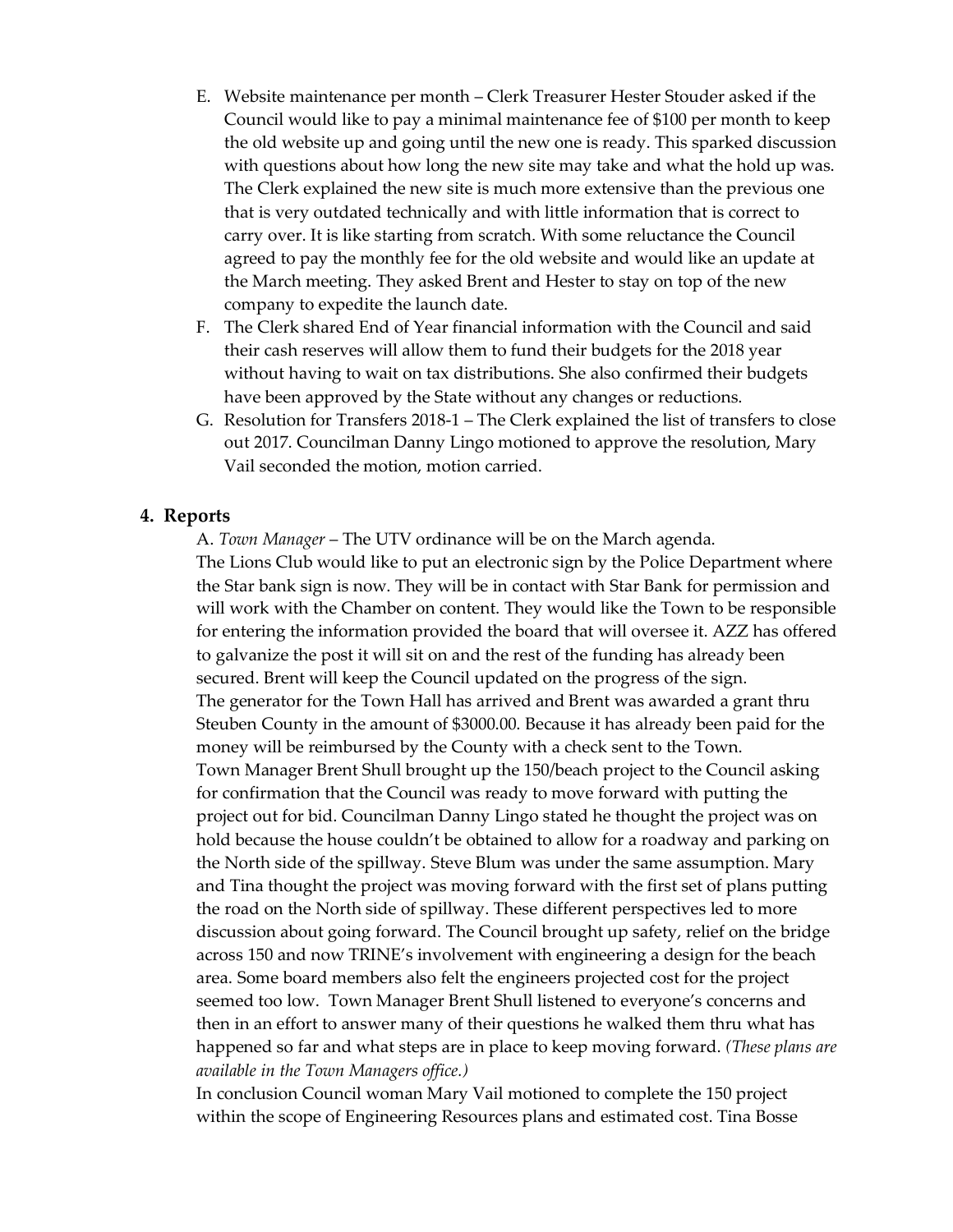E. Website maintenance per month – Clerk Treasurer Hester Stouder asked if the Council would like to pay a minimal maintenance fee of $100 per month to keep the old website up and going until the new one is ready. This sparked discussion with questions about how long the new site may take and what the hold up was. The Clerk explained the new site is much more extensive than the previous one that is very outdated technically and with little information that is correct to carry over. It is like starting from scratch. With some reluctance the Council agreed to pay the monthly fee for the old website and would like an update at the March meeting. They asked Brent and Hester to stay on top of the new company to expedite the launch date.

F. The Clerk shared End of Year financial information with the Council and said their cash reserves will allow them to fund their budgets for the 2018 year without having to wait on tax distributions. She also confirmed their budgets have been approved by the State without any changes or reductions.

G. Resolution for Transfers 2018-1 – The Clerk explained the list of transfers to close out 2017. Councilman Danny Lingo motioned to approve the resolution, Mary Vail seconded the motion, motion carried.

## 4. Reports

A. *Town Manager* – The UTV ordinance will be on the March agenda.

The Lions Club would like to put an electronic sign by the Police Department where the Star bank sign is now. They will be in contact with Star Bank for permission and will work with the Chamber on content. They would like the Town to be responsible for entering the information provided the board that will oversee it. AZZ has offered to galvanize the post it will sit on and the rest of the funding has already been secured. Brent will keep the Council updated on the progress of the sign.

The generator for the Town Hall has arrived and Brent was awarded a grant thru Steuben County in the amount of $3000.00. Because it has already been paid for the money will be reimbursed by the County with a check sent to the Town.

Town Manager Brent Shull brought up the 150/beach project to the Council asking for confirmation that the Council was ready to move forward with putting the project out for bid. Councilman Danny Lingo stated he thought the project was on hold because the house couldn't be obtained to allow for a roadway and parking on the North side of the spillway. Steve Blum was under the same assumption. Mary and Tina thought the project was moving forward with the first set of plans putting the road on the North side of spillway. These different perspectives led to more discussion about going forward. The Council brought up safety, relief on the bridge across 150 and now TRINE's involvement with engineering a design for the beach area. Some board members also felt the engineers projected cost for the project seemed too low. Town Manager Brent Shull listened to everyone's concerns and then in an effort to answer many of their questions he walked them thru what has happened so far and what steps are in place to keep moving forward. *(These plans are available in the Town Managers office.)*

In conclusion Council woman Mary Vail motioned to complete the 150 project within the scope of Engineering Resources plans and estimated cost. Tina Bosse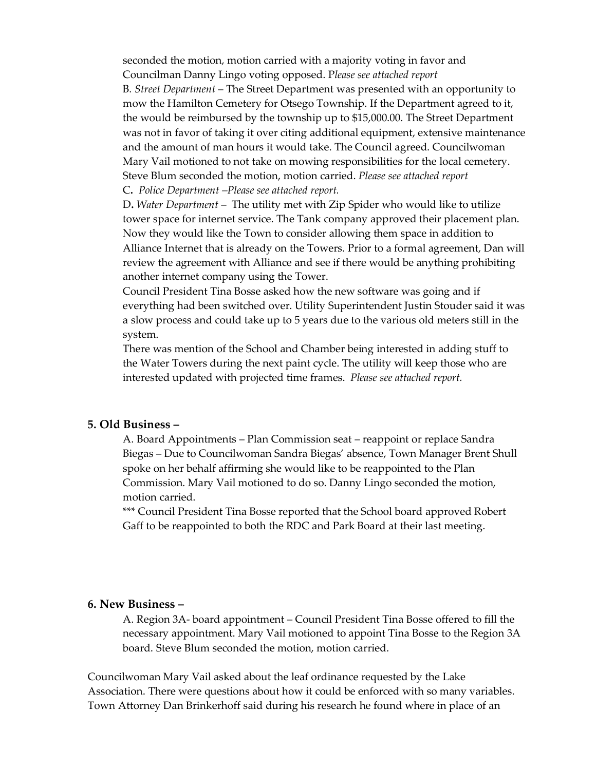seconded the motion, motion carried with a majority voting in favor and Councilman Danny Lingo voting opposed. P*lease see attached report*

B. *Street Department* – The Street Department was presented with an opportunity to mow the Hamilton Cemetery for Otsego Township. If the Department agreed to it, the would be reimbursed by the township up to $15,000.00. The Street Department was not in favor of taking it over citing additional equipment, extensive maintenance and the amount of man hours it would take. The Council agreed. Councilwoman Mary Vail motioned to not take on mowing responsibilities for the local cemetery. Steve Blum seconded the motion, motion carried. *Please see attached report*

C**.** *Police Department –Please see attached report.*

D**.** *Water Department* – The utility met with Zip Spider who would like to utilize tower space for internet service. The Tank company approved their placement plan. Now they would like the Town to consider allowing them space in addition to Alliance Internet that is already on the Towers. Prior to a formal agreement, Dan will review the agreement with Alliance and see if there would be anything prohibiting another internet company using the Tower.

Council President Tina Bosse asked how the new software was going and if everything had been switched over. Utility Superintendent Justin Stouder said it was a slow process and could take up to 5 years due to the various old meters still in the system.

There was mention of the School and Chamber being interested in adding stuff to the Water Towers during the next paint cycle. The utility will keep those who are interested updated with projected time frames. *Please see attached report.*

### 5. Old Business –

A. Board Appointments – Plan Commission seat – reappoint or replace Sandra Biegas – Due to Councilwoman Sandra Biegas' absence, Town Manager Brent Shull spoke on her behalf affirming she would like to be reappointed to the Plan Commission. Mary Vail motioned to do so. Danny Lingo seconded the motion, motion carried.

*** Council President Tina Bosse reported that the School board approved Robert Gaff to be reappointed to both the RDC and Park Board at their last meeting.

### 6. New Business –

A. Region 3A- board appointment – Council President Tina Bosse offered to fill the necessary appointment. Mary Vail motioned to appoint Tina Bosse to the Region 3A board. Steve Blum seconded the motion, motion carried.

Councilwoman Mary Vail asked about the leaf ordinance requested by the Lake Association. There were questions about how it could be enforced with so many variables. Town Attorney Dan Brinkerhoff said during his research he found where in place of an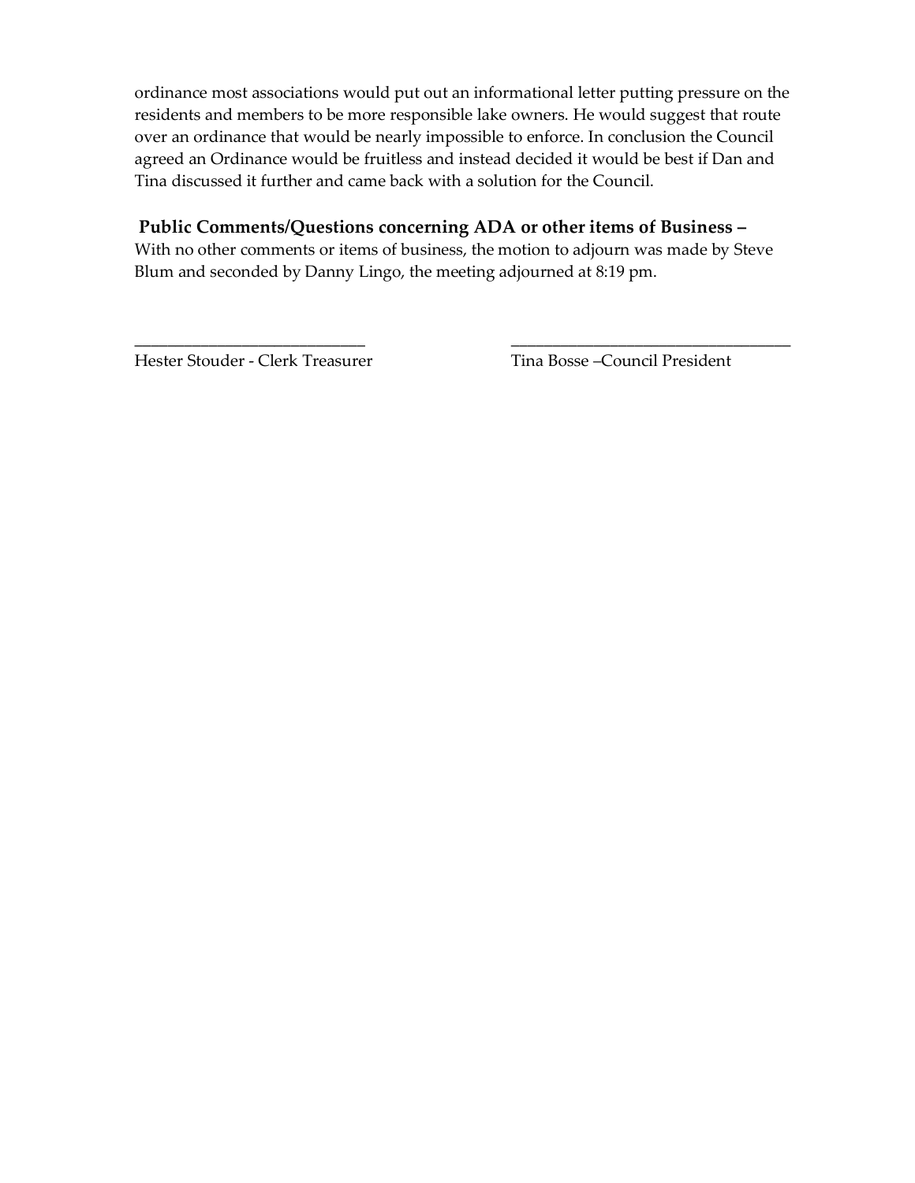ordinance most associations would put out an informational letter putting pressure on the residents and members to be more responsible lake owners. He would suggest that route over an ordinance that would be nearly impossible to enforce. In conclusion the Council agreed an Ordinance would be fruitless and instead decided it would be best if Dan and Tina discussed it further and came back with a solution for the Council.

**Public Comments/Questions concerning ADA or other items of Business –**
With no other comments or items of business, the motion to adjourn was made by Steve Blum and seconded by Danny Lingo, the meeting adjourned at 8:19 pm.

| | |
|---|---|
| ____________________________ | __________________________________ |
| Hester Stouder - Clerk Treasurer | Tina Bosse –Council President |